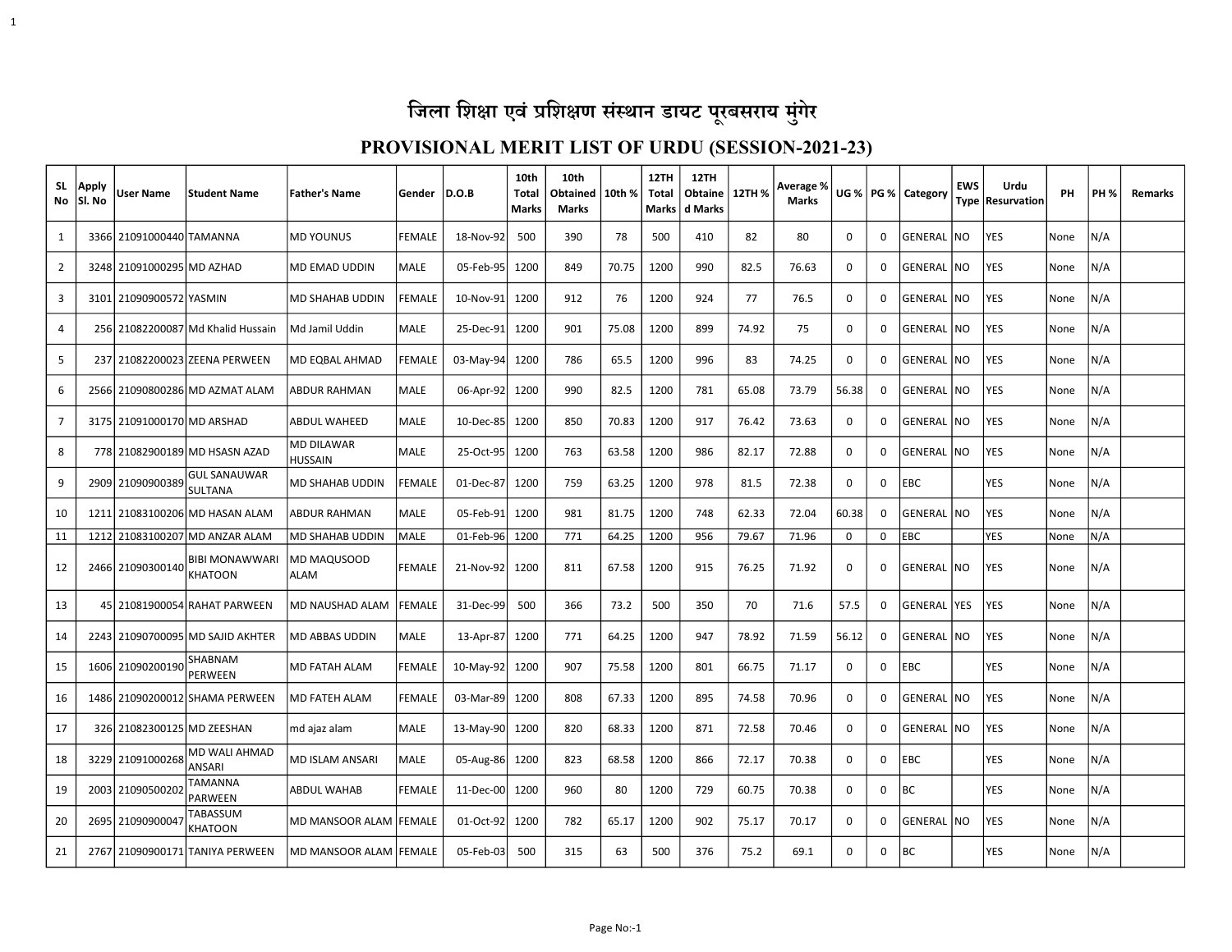# जिला शिक्षा एवं प्रशिक्षण संस्थान डायट पूरबसराय मुंगेर

## PROVISIONAL MERIT LIST OF URDU (SESSION-2021-23)

| SL No | Apply Sl. No | User Name | Student Name | Father's Name | Gender | D.O.B | 10th Total Marks | 10th Obtained Marks | 10th % | 12TH Total Marks | 12TH Obtained Marks | 12TH % | Average % Marks | UG % | PG % | Category | EWS Type | Urdu Resurvation | PH | PH % | Remarks |
|---|---|---|---|---|---|---|---|---|---|---|---|---|---|---|---|---|---|---|---|---|---|
| 1 | 3366 | 21091000440 | TAMANNA | MD YOUNUS | FEMALE | 18-Nov-92 | 500 | 390 | 78 | 500 | 410 | 82 | 80 | 0 | 0 | GENERAL | NO | YES | None | N/A | |
| 2 | 3248 | 21091000295 | MD AZHAD | MD EMAD UDDIN | MALE | 05-Feb-95 | 1200 | 849 | 70.75 | 1200 | 990 | 82.5 | 76.63 | 0 | 0 | GENERAL | NO | YES | None | N/A | |
| 3 | 3101 | 21090900572 | YASMIN | MD SHAHAB UDDIN | FEMALE | 10-Nov-91 | 1200 | 912 | 76 | 1200 | 924 | 77 | 76.5 | 0 | 0 | GENERAL | NO | YES | None | N/A | |
| 4 | 256 | 21082200087 | Md Khalid Hussain | Md Jamil Uddin | MALE | 25-Dec-91 | 1200 | 901 | 75.08 | 1200 | 899 | 74.92 | 75 | 0 | 0 | GENERAL | NO | YES | None | N/A | |
| 5 | 237 | 21082200023 | ZEENA PERWEEN | MD EQBAL AHMAD | FEMALE | 03-May-94 | 1200 | 786 | 65.5 | 1200 | 996 | 83 | 74.25 | 0 | 0 | GENERAL | NO | YES | None | N/A | |
| 6 | 2566 | 21090800286 | MD AZMAT ALAM | ABDUR RAHMAN | MALE | 06-Apr-92 | 1200 | 990 | 82.5 | 1200 | 781 | 65.08 | 73.79 | 56.38 | 0 | GENERAL | NO | YES | None | N/A | |
| 7 | 3175 | 21091000170 | MD ARSHAD | ABDUL WAHEED | MALE | 10-Dec-85 | 1200 | 850 | 70.83 | 1200 | 917 | 76.42 | 73.63 | 0 | 0 | GENERAL | NO | YES | None | N/A | |
| 8 | 778 | 21082900189 | MD HSASN AZAD | MD DILAWAR HUSSAIN | MALE | 25-Oct-95 | 1200 | 763 | 63.58 | 1200 | 986 | 82.17 | 72.88 | 0 | 0 | GENERAL | NO | YES | None | N/A | |
| 9 | 2909 | 21090900389 | GUL SANAUWAR SULTANA | MD SHAHAB UDDIN | FEMALE | 01-Dec-87 | 1200 | 759 | 63.25 | 1200 | 978 | 81.5 | 72.38 | 0 | 0 | EBC | | YES | None | N/A | |
| 10 | 1211 | 21083100206 | MD HASAN ALAM | ABDUR RAHMAN | MALE | 05-Feb-91 | 1200 | 981 | 81.75 | 1200 | 748 | 62.33 | 72.04 | 60.38 | 0 | GENERAL | NO | YES | None | N/A | |
| 11 | 1212 | 21083100207 | MD ANZAR ALAM | MD SHAHAB UDDIN | MALE | 01-Feb-96 | 1200 | 771 | 64.25 | 1200 | 956 | 79.67 | 71.96 | 0 | 0 | EBC | | YES | None | N/A | |
| 12 | 2466 | 21090300140 | BIBI MONAWWARI KHATOON | MD MAQUSOOD ALAM | FEMALE | 21-Nov-92 | 1200 | 811 | 67.58 | 1200 | 915 | 76.25 | 71.92 | 0 | 0 | GENERAL | NO | YES | None | N/A | |
| 13 | 45 | 21081900054 | RAHAT PARWEEN | MD NAUSHAD ALAM | FEMALE | 31-Dec-99 | 500 | 366 | 73.2 | 500 | 350 | 70 | 71.6 | 57.5 | 0 | GENERAL | YES | YES | None | N/A | |
| 14 | 2243 | 21090700095 | MD SAJID AKHTER | MD ABBAS UDDIN | MALE | 13-Apr-87 | 1200 | 771 | 64.25 | 1200 | 947 | 78.92 | 71.59 | 56.12 | 0 | GENERAL | NO | YES | None | N/A | |
| 15 | 1606 | 21090200190 | SHABNAM PERWEEN | MD FATAH ALAM | FEMALE | 10-May-92 | 1200 | 907 | 75.58 | 1200 | 801 | 66.75 | 71.17 | 0 | 0 | EBC | | YES | None | N/A | |
| 16 | 1486 | 21090200012 | SHAMA PERWEEN | MD FATEH ALAM | FEMALE | 03-Mar-89 | 1200 | 808 | 67.33 | 1200 | 895 | 74.58 | 70.96 | 0 | 0 | GENERAL | NO | YES | None | N/A | |
| 17 | 326 | 21082300125 | MD ZEESHAN | md ajaz alam | MALE | 13-May-90 | 1200 | 820 | 68.33 | 1200 | 871 | 72.58 | 70.46 | 0 | 0 | GENERAL | NO | YES | None | N/A | |
| 18 | 3229 | 21091000268 | MD WALI AHMAD ANSARI | MD ISLAM ANSARI | MALE | 05-Aug-86 | 1200 | 823 | 68.58 | 1200 | 866 | 72.17 | 70.38 | 0 | 0 | EBC | | YES | None | N/A | |
| 19 | 2003 | 21090500202 | TAMANNA PARWEEN | ABDUL WAHAB | FEMALE | 11-Dec-00 | 1200 | 960 | 80 | 1200 | 729 | 60.75 | 70.38 | 0 | 0 | BC | | YES | None | N/A | |
| 20 | 2695 | 21090900047 | TABASSUM KHATOON | MD MANSOOR ALAM | FEMALE | 01-Oct-92 | 1200 | 782 | 65.17 | 1200 | 902 | 75.17 | 70.17 | 0 | 0 | GENERAL | NO | YES | None | N/A | |
| 21 | 2767 | 21090900171 | TANIYA PERWEEN | MD MANSOOR ALAM | FEMALE | 05-Feb-03 | 500 | 315 | 63 | 500 | 376 | 75.2 | 69.1 | 0 | 0 | BC | | YES | None | N/A | |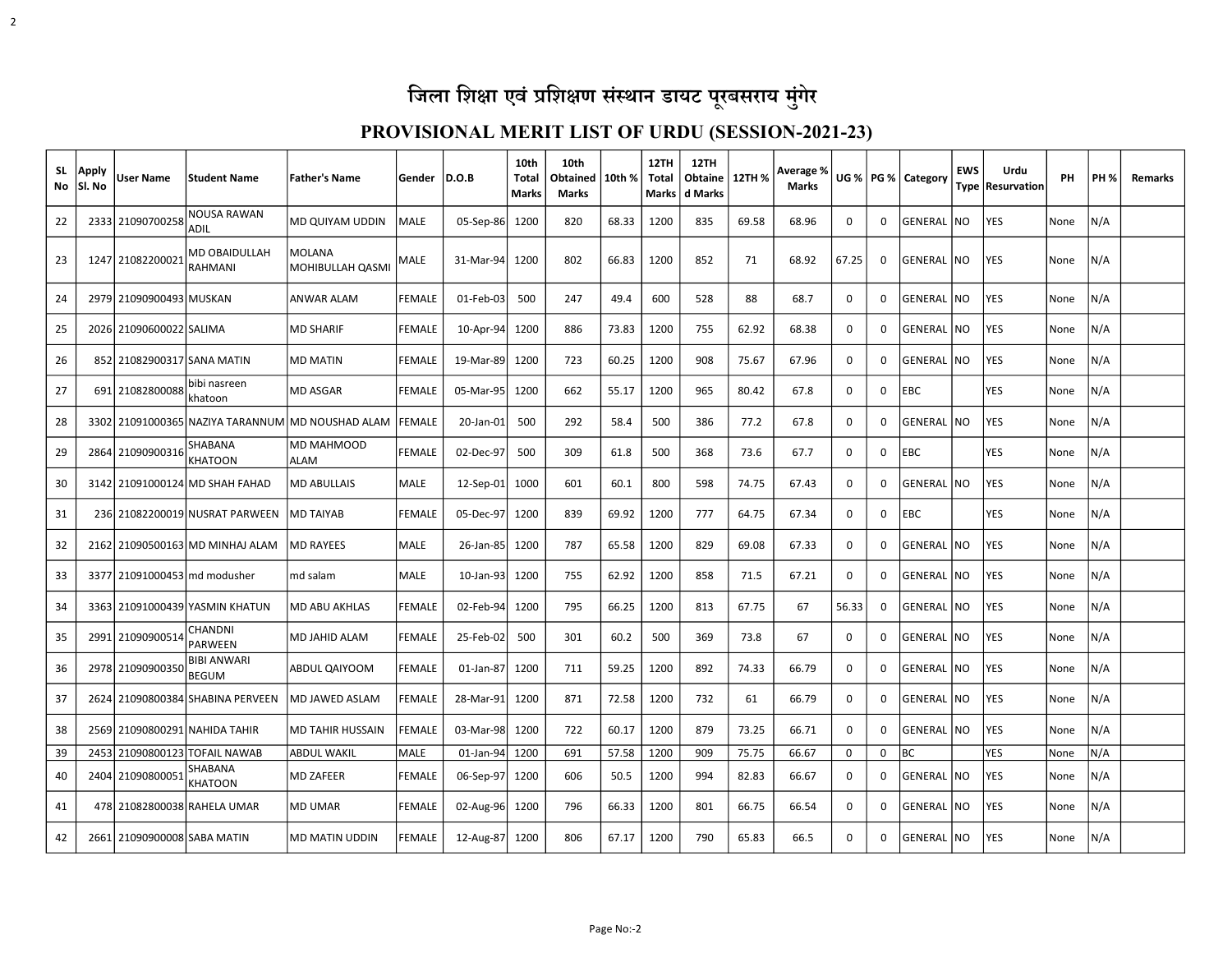# जिला शिक्षा एवं प्रशिक्षण संस्थान डायट पूरबसराय मुंगेर

## PROVISIONAL MERIT LIST OF URDU (SESSION-2021-23)

| SL No | Apply Sl. No | User Name | Student Name | Father's Name | Gender | D.O.B | 10th Total Marks | 10th Obtained Marks | 10th % | 12TH Total Marks | 12TH Obtained Marks | 12TH % | Average % Marks | UG % | PG % | Category | EWS Type | Urdu Resurvation | PH | PH % | Remarks |
|---|---|---|---|---|---|---|---|---|---|---|---|---|---|---|---|---|---|---|---|---|---|
| 22 | 2333 | 21090700258 | NOUSA RAWAN ADIL | MD QUIYAM UDDIN | MALE | 05-Sep-86 | 1200 | 820 | 68.33 | 1200 | 835 | 69.58 | 68.96 | 0 | 0 | GENERAL | NO | YES | None | N/A | |
| 23 | 1247 | 21082200021 | MD OBAIDULLAH RAHMANI | MOLANA MOHIBULLAH QASMI | MALE | 31-Mar-94 | 1200 | 802 | 66.83 | 1200 | 852 | 71 | 68.92 | 67.25 | 0 | GENERAL | NO | YES | None | N/A | |
| 24 | 2979 | 21090900493 | MUSKAN | ANWAR ALAM | FEMALE | 01-Feb-03 | 500 | 247 | 49.4 | 600 | 528 | 88 | 68.7 | 0 | 0 | GENERAL | NO | YES | None | N/A | |
| 25 | 2026 | 21090600022 | SALIMA | MD SHARIF | FEMALE | 10-Apr-94 | 1200 | 886 | 73.83 | 1200 | 755 | 62.92 | 68.38 | 0 | 0 | GENERAL | NO | YES | None | N/A | |
| 26 | 852 | 21082900317 | SANA MATIN | MD MATIN | FEMALE | 19-Mar-89 | 1200 | 723 | 60.25 | 1200 | 908 | 75.67 | 67.96 | 0 | 0 | GENERAL | NO | YES | None | N/A | |
| 27 | 691 | 21082800088 | bibi nasreen khatoon | MD ASGAR | FEMALE | 05-Mar-95 | 1200 | 662 | 55.17 | 1200 | 965 | 80.42 | 67.8 | 0 | 0 | EBC | | YES | None | N/A | |
| 28 | 3302 | 21091000365 | NAZIYA TARANNUM | MD NOUSHAD ALAM | FEMALE | 20-Jan-01 | 500 | 292 | 58.4 | 500 | 386 | 77.2 | 67.8 | 0 | 0 | GENERAL | NO | YES | None | N/A | |
| 29 | 2864 | 21090900316 | SHABANA KHATOON | MD MAHMOOD ALAM | FEMALE | 02-Dec-97 | 500 | 309 | 61.8 | 500 | 368 | 73.6 | 67.7 | 0 | 0 | EBC | | YES | None | N/A | |
| 30 | 3142 | 21091000124 | MD SHAH FAHAD | MD ABULLAIS | MALE | 12-Sep-01 | 1000 | 601 | 60.1 | 800 | 598 | 74.75 | 67.43 | 0 | 0 | GENERAL | NO | YES | None | N/A | |
| 31 | 236 | 21082200019 | NUSRAT PARWEEN | MD TAIYAB | FEMALE | 05-Dec-97 | 1200 | 839 | 69.92 | 1200 | 777 | 64.75 | 67.34 | 0 | 0 | EBC | | YES | None | N/A | |
| 32 | 2162 | 21090500163 | MD MINHAJ ALAM | MD RAYEES | MALE | 26-Jan-85 | 1200 | 787 | 65.58 | 1200 | 829 | 69.08 | 67.33 | 0 | 0 | GENERAL | NO | YES | None | N/A | |
| 33 | 3377 | 21091000453 | md modusher | md salam | MALE | 10-Jan-93 | 1200 | 755 | 62.92 | 1200 | 858 | 71.5 | 67.21 | 0 | 0 | GENERAL | NO | YES | None | N/A | |
| 34 | 3363 | 21091000439 | YASMIN KHATUN | MD ABU AKHLAS | FEMALE | 02-Feb-94 | 1200 | 795 | 66.25 | 1200 | 813 | 67.75 | 67 | 56.33 | 0 | GENERAL | NO | YES | None | N/A | |
| 35 | 2991 | 21090900514 | CHANDNI PARWEEN | MD JAHID ALAM | FEMALE | 25-Feb-02 | 500 | 301 | 60.2 | 500 | 369 | 73.8 | 67 | 0 | 0 | GENERAL | NO | YES | None | N/A | |
| 36 | 2978 | 21090900350 | BIBI ANWARI BEGUM | ABDUL QAIYOOM | FEMALE | 01-Jan-87 | 1200 | 711 | 59.25 | 1200 | 892 | 74.33 | 66.79 | 0 | 0 | GENERAL | NO | YES | None | N/A | |
| 37 | 2624 | 21090800384 | SHABINA PERVEEN | MD JAWED ASLAM | FEMALE | 28-Mar-91 | 1200 | 871 | 72.58 | 1200 | 732 | 61 | 66.79 | 0 | 0 | GENERAL | NO | YES | None | N/A | |
| 38 | 2569 | 21090800291 | NAHIDA TAHIR | MD TAHIR HUSSAIN | FEMALE | 03-Mar-98 | 1200 | 722 | 60.17 | 1200 | 879 | 73.25 | 66.71 | 0 | 0 | GENERAL | NO | YES | None | N/A | |
| 39 | 2453 | 21090800123 | TOFAIL NAWAB | ABDUL WAKIL | MALE | 01-Jan-94 | 1200 | 691 | 57.58 | 1200 | 909 | 75.75 | 66.67 | 0 | 0 | BC | | YES | None | N/A | |
| 40 | 2404 | 21090800051 | SHABANA KHATOON | MD ZAFEER | FEMALE | 06-Sep-97 | 1200 | 606 | 50.5 | 1200 | 994 | 82.83 | 66.67 | 0 | 0 | GENERAL | NO | YES | None | N/A | |
| 41 | 478 | 21082800038 | RAHELA UMAR | MD UMAR | FEMALE | 02-Aug-96 | 1200 | 796 | 66.33 | 1200 | 801 | 66.75 | 66.54 | 0 | 0 | GENERAL | NO | YES | None | N/A | |
| 42 | 2661 | 21090900008 | SABA MATIN | MD MATIN UDDIN | FEMALE | 12-Aug-87 | 1200 | 806 | 67.17 | 1200 | 790 | 65.83 | 66.5 | 0 | 0 | GENERAL | NO | YES | None | N/A | |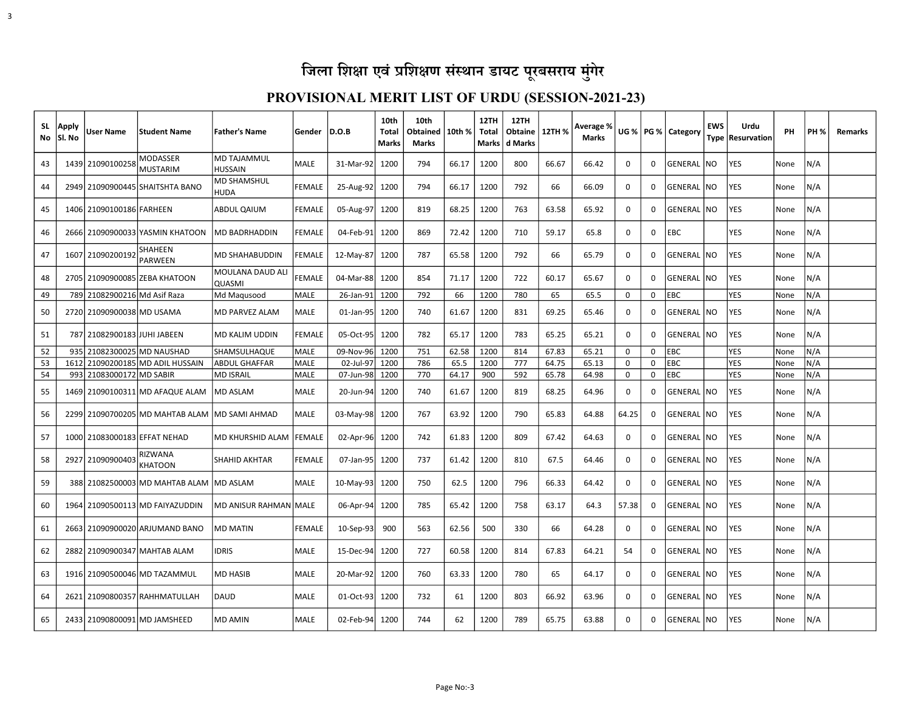# जिला शिक्षा एवं प्रशिक्षण संस्थान डायट पूरबसराय मुंगेर

## PROVISIONAL MERIT LIST OF URDU (SESSION-2021-23)

| SL No | Apply Sl. No | User Name | Student Name | Father's Name | Gender | D.O.B | 10th Total Marks | 10th Obtained Marks | 10th % | 12TH Total Marks | 12TH Obtained Marks | 12TH % | Average % Marks | UG % | PG % | Category | EWS Type | Urdu Resurvation | PH | PH % | Remarks |
|---|---|---|---|---|---|---|---|---|---|---|---|---|---|---|---|---|---|---|---|---|---|
| 43 | 1439 | 21090100258 | MODASSER MUSTARIM | MD TAJAMMUL HUSSAIN | MALE | 31-Mar-92 | 1200 | 794 | 66.17 | 1200 | 800 | 66.67 | 66.42 | 0 | 0 | GENERAL | NO | YES | None | N/A | |
| 44 | 2949 | 21090900445 | SHAITSHTA BANO | MD SHAMSHUL HUDA | FEMALE | 25-Aug-92 | 1200 | 794 | 66.17 | 1200 | 792 | 66 | 66.09 | 0 | 0 | GENERAL | NO | YES | None | N/A | |
| 45 | 1406 | 21090100186 | FARHEEN | ABDUL QAIUM | FEMALE | 05-Aug-97 | 1200 | 819 | 68.25 | 1200 | 763 | 63.58 | 65.92 | 0 | 0 | GENERAL | NO | YES | None | N/A | |
| 46 | 2666 | 21090900033 | YASMIN KHATOON | MD BADRHADDIN | FEMALE | 04-Feb-91 | 1200 | 869 | 72.42 | 1200 | 710 | 59.17 | 65.8 | 0 | 0 | EBC | | YES | None | N/A | |
| 47 | 1607 | 21090200192 | SHAHEEN PARWEEN | MD SHAHABUDDIN | FEMALE | 12-May-87 | 1200 | 787 | 65.58 | 1200 | 792 | 66 | 65.79 | 0 | 0 | GENERAL | NO | YES | None | N/A | |
| 48 | 2705 | 21090900085 | ZEBA KHATOON | MOULANA DAUD ALI QUASMI | FEMALE | 04-Mar-88 | 1200 | 854 | 71.17 | 1200 | 722 | 60.17 | 65.67 | 0 | 0 | GENERAL | NO | YES | None | N/A | |
| 49 | 789 | 21082900216 | Md Asif Raza | Md Maqusood | MALE | 26-Jan-91 | 1200 | 792 | 66 | 1200 | 780 | 65 | 65.5 | 0 | 0 | EBC | | YES | None | N/A | |
| 50 | 2720 | 21090900038 | MD USAMA | MD PARVEZ ALAM | MALE | 01-Jan-95 | 1200 | 740 | 61.67 | 1200 | 831 | 69.25 | 65.46 | 0 | 0 | GENERAL | NO | YES | None | N/A | |
| 51 | 787 | 21082900183 | JUHI JABEEN | MD KALIM UDDIN | FEMALE | 05-Oct-95 | 1200 | 782 | 65.17 | 1200 | 783 | 65.25 | 65.21 | 0 | 0 | GENERAL | NO | YES | None | N/A | |
| 52 | 935 | 21082300025 | MD NAUSHAD | SHAMSULHAQUE | MALE | 09-Nov-96 | 1200 | 751 | 62.58 | 1200 | 814 | 67.83 | 65.21 | 0 | 0 | EBC | | YES | None | N/A | |
| 53 | 1612 | 21090200185 | MD ADIL HUSSAIN | ABDUL GHAFFAR | MALE | 02-Jul-97 | 1200 | 786 | 65.5 | 1200 | 777 | 64.75 | 65.13 | 0 | 0 | EBC | | YES | None | N/A | |
| 54 | 993 | 21083000172 | MD SABIR | MD ISRAIL | MALE | 07-Jun-98 | 1200 | 770 | 64.17 | 900 | 592 | 65.78 | 64.98 | 0 | 0 | EBC | | YES | None | N/A | |
| 55 | 1469 | 21090100311 | MD AFAQUE ALAM | MD ASLAM | MALE | 20-Jun-94 | 1200 | 740 | 61.67 | 1200 | 819 | 68.25 | 64.96 | 0 | 0 | GENERAL | NO | YES | None | N/A | |
| 56 | 2299 | 21090700205 | MD MAHTAB ALAM | MD SAMI AHMAD | MALE | 03-May-98 | 1200 | 767 | 63.92 | 1200 | 790 | 65.83 | 64.88 | 64.25 | 0 | GENERAL | NO | YES | None | N/A | |
| 57 | 1000 | 21083000183 | EFFAT NEHAD | MD KHURSHID ALAM | FEMALE | 02-Apr-96 | 1200 | 742 | 61.83 | 1200 | 809 | 67.42 | 64.63 | 0 | 0 | GENERAL | NO | YES | None | N/A | |
| 58 | 2927 | 21090900403 | RIZWANA KHATOON | SHAHID AKHTAR | FEMALE | 07-Jan-95 | 1200 | 737 | 61.42 | 1200 | 810 | 67.5 | 64.46 | 0 | 0 | GENERAL | NO | YES | None | N/A | |
| 59 | 388 | 21082500003 | MD MAHTAB ALAM | MD ASLAM | MALE | 10-May-93 | 1200 | 750 | 62.5 | 1200 | 796 | 66.33 | 64.42 | 0 | 0 | GENERAL | NO | YES | None | N/A | |
| 60 | 1964 | 21090500113 | MD FAIYAZUDDIN | MD ANISUR RAHMAN | MALE | 06-Apr-94 | 1200 | 785 | 65.42 | 1200 | 758 | 63.17 | 64.3 | 57.38 | 0 | GENERAL | NO | YES | None | N/A | |
| 61 | 2663 | 21090900020 | ARJUMAND BANO | MD MATIN | FEMALE | 10-Sep-93 | 900 | 563 | 62.56 | 500 | 330 | 66 | 64.28 | 0 | 0 | GENERAL | NO | YES | None | N/A | |
| 62 | 2882 | 21090900347 | MAHTAB ALAM | IDRIS | MALE | 15-Dec-94 | 1200 | 727 | 60.58 | 1200 | 814 | 67.83 | 64.21 | 54 | 0 | GENERAL | NO | YES | None | N/A | |
| 63 | 1916 | 21090500046 | MD TAZAMMUL | MD HASIB | MALE | 20-Mar-92 | 1200 | 760 | 63.33 | 1200 | 780 | 65 | 64.17 | 0 | 0 | GENERAL | NO | YES | None | N/A | |
| 64 | 2621 | 21090800357 | RAHHMATULLAH | DAUD | MALE | 01-Oct-93 | 1200 | 732 | 61 | 1200 | 803 | 66.92 | 63.96 | 0 | 0 | GENERAL | NO | YES | None | N/A | |
| 65 | 2433 | 21090800091 | MD JAMSHEED | MD AMIN | MALE | 02-Feb-94 | 1200 | 744 | 62 | 1200 | 789 | 65.75 | 63.88 | 0 | 0 | GENERAL | NO | YES | None | N/A | |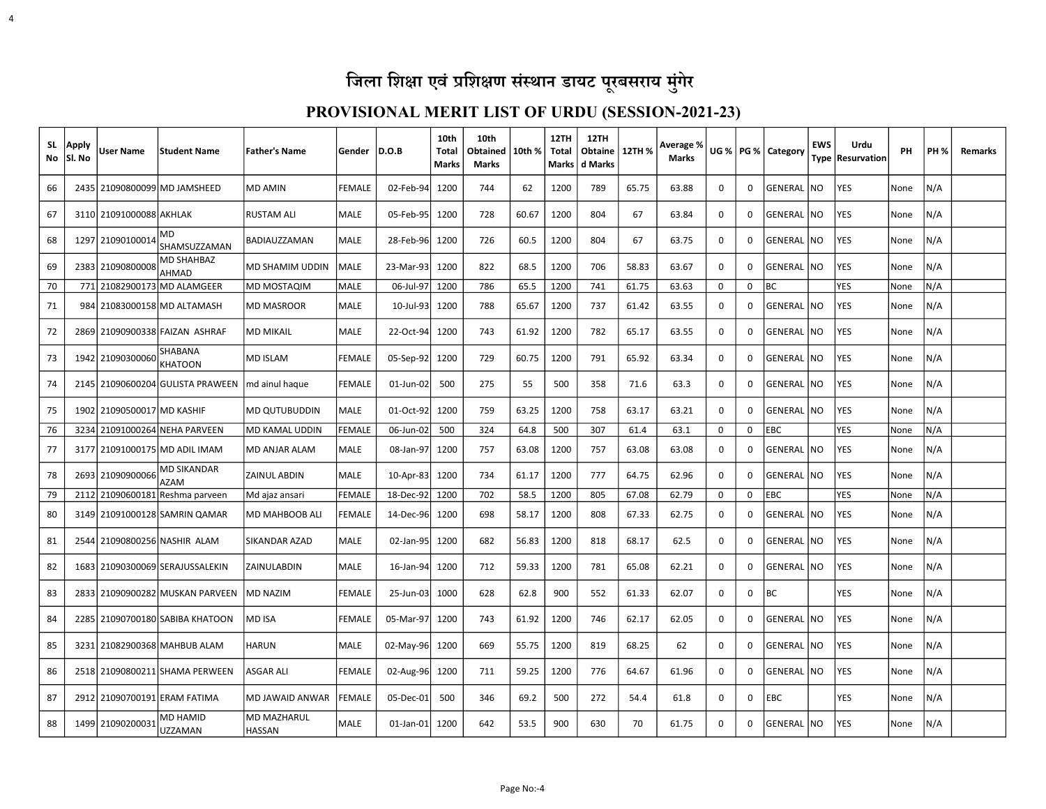# जिला शिक्षा एवं प्रशिक्षण संस्थान डायट पूरबसराय मुंगेर

## PROVISIONAL MERIT LIST OF URDU (SESSION-2021-23)

| SL No | Apply Sl. No | User Name | Student Name | Father's Name | Gender | D.O.B | 10th Total Marks | 10th Obtained Marks | 10th % | 12TH Total Marks | 12TH Obtained Marks | 12TH % | Average % Marks | UG % | PG % | Category | EWS Type | Urdu Resurvation | PH | PH % | Remarks |
|---|---|---|---|---|---|---|---|---|---|---|---|---|---|---|---|---|---|---|---|---|---|
| 66 | 2435 | 21090800099 | MD JAMSHEED | MD AMIN | FEMALE | 02-Feb-94 | 1200 | 744 | 62 | 1200 | 789 | 65.75 | 63.88 | 0 | 0 | GENERAL | NO | YES | None | N/A | |
| 67 | 3110 | 21091000088 | AKHLAK | RUSTAM ALI | MALE | 05-Feb-95 | 1200 | 728 | 60.67 | 1200 | 804 | 67 | 63.84 | 0 | 0 | GENERAL | NO | YES | None | N/A | |
| 68 | 1297 | 21090100014 | MD SHAMSUZZAMAN | BADIAUZZAMAN | MALE | 28-Feb-96 | 1200 | 726 | 60.5 | 1200 | 804 | 67 | 63.75 | 0 | 0 | GENERAL | NO | YES | None | N/A | |
| 69 | 2383 | 21090800008 | MD SHAHBAZ AHMAD | MD SHAMIM UDDIN | MALE | 23-Mar-93 | 1200 | 822 | 68.5 | 1200 | 706 | 58.83 | 63.67 | 0 | 0 | GENERAL | NO | YES | None | N/A | |
| 70 | 771 | 21082900173 | MD ALAMGEER | MD MOSTAQIM | MALE | 06-Jul-97 | 1200 | 786 | 65.5 | 1200 | 741 | 61.75 | 63.63 | 0 | 0 | BC | | YES | None | N/A | |
| 71 | 984 | 21083000158 | MD ALTAMASH | MD MASROOR | MALE | 10-Jul-93 | 1200 | 788 | 65.67 | 1200 | 737 | 61.42 | 63.55 | 0 | 0 | GENERAL | NO | YES | None | N/A | |
| 72 | 2869 | 21090900338 | FAIZAN ASHRAF | MD MIKAIL | MALE | 22-Oct-94 | 1200 | 743 | 61.92 | 1200 | 782 | 65.17 | 63.55 | 0 | 0 | GENERAL | NO | YES | None | N/A | |
| 73 | 1942 | 21090300060 | SHABANA KHATOON | MD ISLAM | FEMALE | 05-Sep-92 | 1200 | 729 | 60.75 | 1200 | 791 | 65.92 | 63.34 | 0 | 0 | GENERAL | NO | YES | None | N/A | |
| 74 | 2145 | 21090600204 | GULISTA PRAWEEN | md ainul haque | FEMALE | 01-Jun-02 | 500 | 275 | 55 | 500 | 358 | 71.6 | 63.3 | 0 | 0 | GENERAL | NO | YES | None | N/A | |
| 75 | 1902 | 21090500017 | MD KASHIF | MD QUTUBUDDIN | MALE | 01-Oct-92 | 1200 | 759 | 63.25 | 1200 | 758 | 63.17 | 63.21 | 0 | 0 | GENERAL | NO | YES | None | N/A | |
| 76 | 3234 | 21091000264 | NEHA PARVEEN | MD KAMAL UDDIN | FEMALE | 06-Jun-02 | 500 | 324 | 64.8 | 500 | 307 | 61.4 | 63.1 | 0 | 0 | EBC | | YES | None | N/A | |
| 77 | 3177 | 21091000175 | MD ADIL IMAM | MD ANJAR ALAM | MALE | 08-Jan-97 | 1200 | 757 | 63.08 | 1200 | 757 | 63.08 | 63.08 | 0 | 0 | GENERAL | NO | YES | None | N/A | |
| 78 | 2693 | 21090900066 | MD SIKANDAR AZAM | ZAINUL ABDIN | MALE | 10-Apr-83 | 1200 | 734 | 61.17 | 1200 | 777 | 64.75 | 62.96 | 0 | 0 | GENERAL | NO | YES | None | N/A | |
| 79 | 2112 | 21090600181 | Reshma parveen | Md ajaz ansari | FEMALE | 18-Dec-92 | 1200 | 702 | 58.5 | 1200 | 805 | 67.08 | 62.79 | 0 | 0 | EBC | | YES | None | N/A | |
| 80 | 3149 | 21091000128 | SAMRIN QAMAR | MD MAHBOOB ALI | FEMALE | 14-Dec-96 | 1200 | 698 | 58.17 | 1200 | 808 | 67.33 | 62.75 | 0 | 0 | GENERAL | NO | YES | None | N/A | |
| 81 | 2544 | 21090800256 | NASHIR ALAM | SIKANDAR AZAD | MALE | 02-Jan-95 | 1200 | 682 | 56.83 | 1200 | 818 | 68.17 | 62.5 | 0 | 0 | GENERAL | NO | YES | None | N/A | |
| 82 | 1683 | 21090300069 | SERAJUSSALEKIN | ZAINULABDIN | MALE | 16-Jan-94 | 1200 | 712 | 59.33 | 1200 | 781 | 65.08 | 62.21 | 0 | 0 | GENERAL | NO | YES | None | N/A | |
| 83 | 2833 | 21090900282 | MUSKAN PARVEEN | MD NAZIM | FEMALE | 25-Jun-03 | 1000 | 628 | 62.8 | 900 | 552 | 61.33 | 62.07 | 0 | 0 | BC | | YES | None | N/A | |
| 84 | 2285 | 21090700180 | SABIBA KHATOON | MD ISA | FEMALE | 05-Mar-97 | 1200 | 743 | 61.92 | 1200 | 746 | 62.17 | 62.05 | 0 | 0 | GENERAL | NO | YES | None | N/A | |
| 85 | 3231 | 21082900368 | MAHBUB ALAM | HARUN | MALE | 02-May-96 | 1200 | 669 | 55.75 | 1200 | 819 | 68.25 | 62 | 0 | 0 | GENERAL | NO | YES | None | N/A | |
| 86 | 2518 | 21090800211 | SHAMA PERWEEN | ASGAR ALI | FEMALE | 02-Aug-96 | 1200 | 711 | 59.25 | 1200 | 776 | 64.67 | 61.96 | 0 | 0 | GENERAL | NO | YES | None | N/A | |
| 87 | 2912 | 21090700191 | ERAM FATIMA | MD JAWAID ANWAR | FEMALE | 05-Dec-01 | 500 | 346 | 69.2 | 500 | 272 | 54.4 | 61.8 | 0 | 0 | EBC | | YES | None | N/A | |
| 88 | 1499 | 21090200031 | MD HAMID UZZAMAN | MD MAZHARUL HASSAN | MALE | 01-Jan-01 | 1200 | 642 | 53.5 | 900 | 630 | 70 | 61.75 | 0 | 0 | GENERAL | NO | YES | None | N/A | |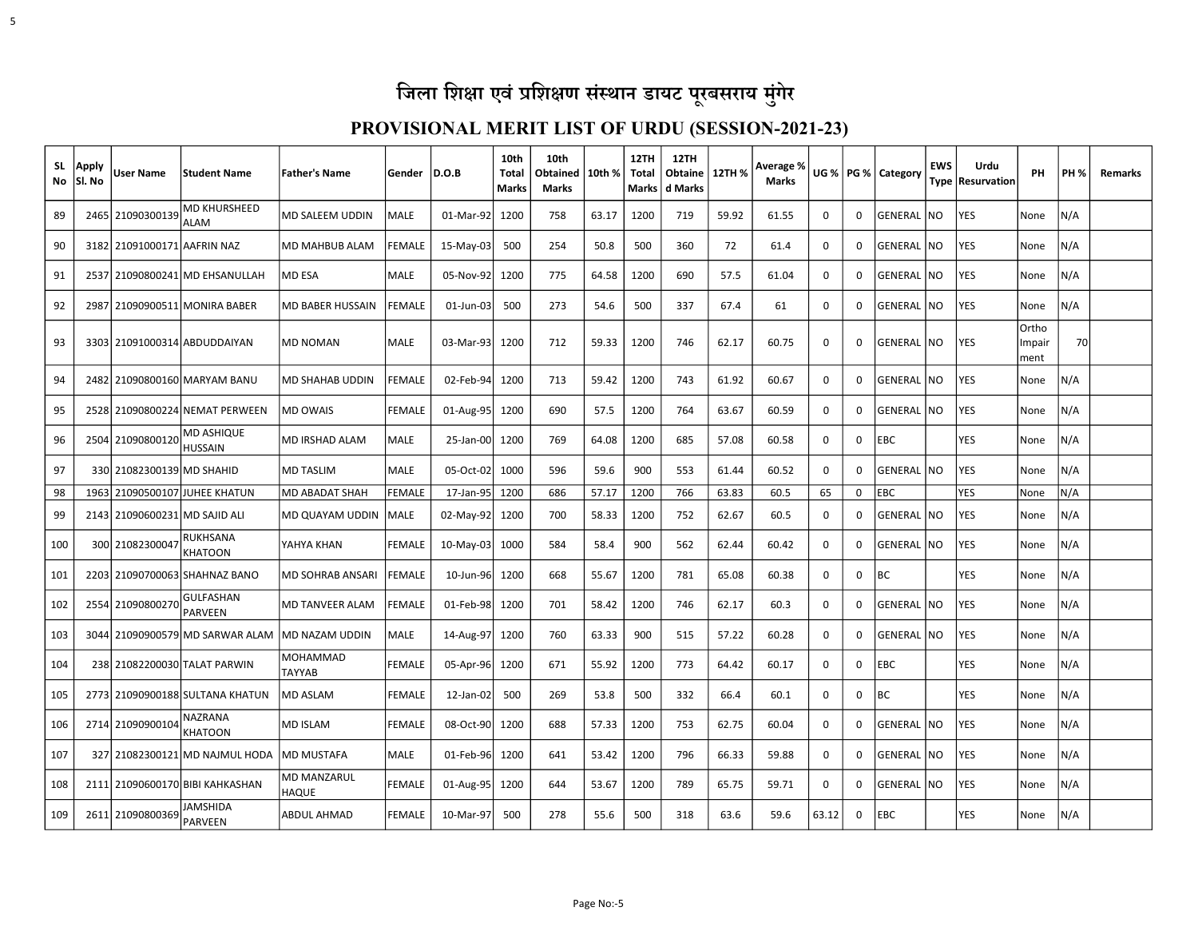# जिला शिक्षा एवं प्रशिक्षण संस्थान डायट पूरबसराय मुंगेर

## PROVISIONAL MERIT LIST OF URDU (SESSION-2021-23)

| SL No | Apply Sl. No | User Name | Student Name | Father's Name | Gender | D.O.B | 10th Total Marks | 10th Obtained Marks | 10th % | 12TH Total Marks | 12TH Obtained Marks | 12TH % | Average % Marks | UG % | PG % | Category | EWS Type | Urdu Resurvation | PH | PH % | Remarks |
|---|---|---|---|---|---|---|---|---|---|---|---|---|---|---|---|---|---|---|---|---|---|
| 89 | 2465 | 21090300139 | MD KHURSHEED ALAM | MD SALEEM UDDIN | MALE | 01-Mar-92 | 1200 | 758 | 63.17 | 1200 | 719 | 59.92 | 61.55 | 0 | 0 | GENERAL | NO | YES | None | N/A | |
| 90 | 3182 | 21091000171 | AAFRIN NAZ | MD MAHBUB ALAM | FEMALE | 15-May-03 | 500 | 254 | 50.8 | 500 | 360 | 72 | 61.4 | 0 | 0 | GENERAL | NO | YES | None | N/A | |
| 91 | 2537 | 21090800241 | MD EHSANULLAH | MD ESA | MALE | 05-Nov-92 | 1200 | 775 | 64.58 | 1200 | 690 | 57.5 | 61.04 | 0 | 0 | GENERAL | NO | YES | None | N/A | |
| 92 | 2987 | 21090900511 | MONIRA BABER | MD BABER HUSSAIN | FEMALE | 01-Jun-03 | 500 | 273 | 54.6 | 500 | 337 | 67.4 | 61 | 0 | 0 | GENERAL | NO | YES | None | N/A | |
| 93 | 3303 | 21091000314 | ABDUDDAIYAN | MD NOMAN | MALE | 03-Mar-93 | 1200 | 712 | 59.33 | 1200 | 746 | 62.17 | 60.75 | 0 | 0 | GENERAL | NO | YES | Ortho Impairment | 70 | |
| 94 | 2482 | 21090800160 | MARYAM BANU | MD SHAHAB UDDIN | FEMALE | 02-Feb-94 | 1200 | 713 | 59.42 | 1200 | 743 | 61.92 | 60.67 | 0 | 0 | GENERAL | NO | YES | None | N/A | |
| 95 | 2528 | 21090800224 | NEMAT PERWEEN | MD OWAIS | FEMALE | 01-Aug-95 | 1200 | 690 | 57.5 | 1200 | 764 | 63.67 | 60.59 | 0 | 0 | GENERAL | NO | YES | None | N/A | |
| 96 | 2504 | 21090800120 | MD ASHIQUE HUSSAIN | MD IRSHAD ALAM | MALE | 25-Jan-00 | 1200 | 769 | 64.08 | 1200 | 685 | 57.08 | 60.58 | 0 | 0 | EBC | | YES | None | N/A | |
| 97 | 330 | 21082300139 | MD SHAHID | MD TASLIM | MALE | 05-Oct-02 | 1000 | 596 | 59.6 | 900 | 553 | 61.44 | 60.52 | 0 | 0 | GENERAL | NO | YES | None | N/A | |
| 98 | 1963 | 21090500107 | JUHEE KHATUN | MD ABADAT SHAH | FEMALE | 17-Jan-95 | 1200 | 686 | 57.17 | 1200 | 766 | 63.83 | 60.5 | 65 | 0 | EBC | | YES | None | N/A | |
| 99 | 2143 | 21090600231 | MD SAJID ALI | MD QUAYAM UDDIN | MALE | 02-May-92 | 1200 | 700 | 58.33 | 1200 | 752 | 62.67 | 60.5 | 0 | 0 | GENERAL | NO | YES | None | N/A | |
| 100 | 300 | 21082300047 | RUKHSANA KHATOON | YAHYA KHAN | FEMALE | 10-May-03 | 1000 | 584 | 58.4 | 900 | 562 | 62.44 | 60.42 | 0 | 0 | GENERAL | NO | YES | None | N/A | |
| 101 | 2203 | 21090700063 | SHAHNAZ BANO | MD SOHRAB ANSARI | FEMALE | 10-Jun-96 | 1200 | 668 | 55.67 | 1200 | 781 | 65.08 | 60.38 | 0 | 0 | BC | | YES | None | N/A | |
| 102 | 2554 | 21090800270 | GULFASHAN PARVEEN | MD TANVEER ALAM | FEMALE | 01-Feb-98 | 1200 | 701 | 58.42 | 1200 | 746 | 62.17 | 60.3 | 0 | 0 | GENERAL | NO | YES | None | N/A | |
| 103 | 3044 | 21090900579 | MD SARWAR ALAM | MD NAZAM UDDIN | MALE | 14-Aug-97 | 1200 | 760 | 63.33 | 900 | 515 | 57.22 | 60.28 | 0 | 0 | GENERAL | NO | YES | None | N/A | |
| 104 | 238 | 21082200030 | TALAT PARWIN | MOHAMMAD TAYYAB | FEMALE | 05-Apr-96 | 1200 | 671 | 55.92 | 1200 | 773 | 64.42 | 60.17 | 0 | 0 | EBC | | YES | None | N/A | |
| 105 | 2773 | 21090900188 | SULTANA KHATUN | MD ASLAM | FEMALE | 12-Jan-02 | 500 | 269 | 53.8 | 500 | 332 | 66.4 | 60.1 | 0 | 0 | BC | | YES | None | N/A | |
| 106 | 2714 | 21090900104 | NAZRANA KHATOON | MD ISLAM | FEMALE | 08-Oct-90 | 1200 | 688 | 57.33 | 1200 | 753 | 62.75 | 60.04 | 0 | 0 | GENERAL | NO | YES | None | N/A | |
| 107 | 327 | 21082300121 | MD NAJMUL HODA | MD MUSTAFA | MALE | 01-Feb-96 | 1200 | 641 | 53.42 | 1200 | 796 | 66.33 | 59.88 | 0 | 0 | GENERAL | NO | YES | None | N/A | |
| 108 | 2111 | 21090600170 | BIBI KAHKASHAN | MD MANZARUL HAQUE | FEMALE | 01-Aug-95 | 1200 | 644 | 53.67 | 1200 | 789 | 65.75 | 59.71 | 0 | 0 | GENERAL | NO | YES | None | N/A | |
| 109 | 2611 | 21090800369 | JAMSHIDA PARVEEN | ABDUL AHMAD | FEMALE | 10-Mar-97 | 500 | 278 | 55.6 | 500 | 318 | 63.6 | 59.6 | 63.12 | 0 | EBC | | YES | None | N/A | |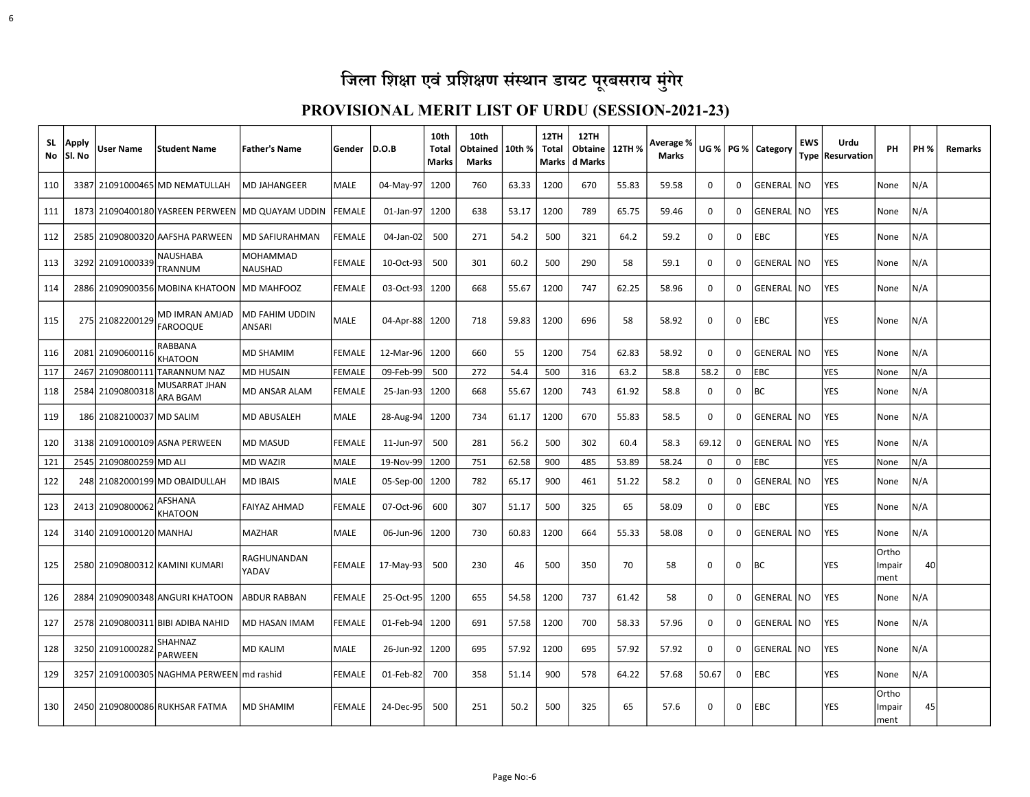# जिला शिक्षा एवं प्रशिक्षण संस्थान डायट पूरबसराय मुंगेर

## PROVISIONAL MERIT LIST OF URDU (SESSION-2021-23)

| SL No | Apply Sl. No | User Name | Student Name | Father's Name | Gender | D.O.B | 10th Total Marks | 10th Obtained Marks | 10th % | 12TH Total Marks | 12TH Obtained Marks | 12TH % | Average % Marks | UG % | PG % | Category | EWS Type | Urdu Resurvation | PH | PH % | Remarks |
|---|---|---|---|---|---|---|---|---|---|---|---|---|---|---|---|---|---|---|---|---|---|
| 110 | 3387 | 21091000465 | MD NEMATULLAH | MD JAHANGEER | MALE | 04-May-97 | 1200 | 760 | 63.33 | 1200 | 670 | 55.83 | 59.58 | 0 | 0 | GENERAL | NO | YES | None | N/A | |
| 111 | 1873 | 21090400180 | YASREEN PERWEEN | MD QUAYAM UDDIN | FEMALE | 01-Jan-97 | 1200 | 638 | 53.17 | 1200 | 789 | 65.75 | 59.46 | 0 | 0 | GENERAL | NO | YES | None | N/A | |
| 112 | 2585 | 21090800320 | AAFSHA PARWEEN | MD SAFIURAHMAN | FEMALE | 04-Jan-02 | 500 | 271 | 54.2 | 500 | 321 | 64.2 | 59.2 | 0 | 0 | EBC | | YES | None | N/A | |
| 113 | 3292 | 21091000339 | NAUSHABA TRANNUM | MOHAMMAD NAUSHAD | FEMALE | 10-Oct-93 | 500 | 301 | 60.2 | 500 | 290 | 58 | 59.1 | 0 | 0 | GENERAL | NO | YES | None | N/A | |
| 114 | 2886 | 21090900356 | MOBINA KHATOON | MD MAHFOOZ | FEMALE | 03-Oct-93 | 1200 | 668 | 55.67 | 1200 | 747 | 62.25 | 58.96 | 0 | 0 | GENERAL | NO | YES | None | N/A | |
| 115 | 275 | 21082200129 | MD IMRAN AMJAD FAROOQUE | MD FAHIM UDDIN ANSARI | MALE | 04-Apr-88 | 1200 | 718 | 59.83 | 1200 | 696 | 58 | 58.92 | 0 | 0 | EBC | | YES | None | N/A | |
| 116 | 2081 | 21090600116 | RABBANA KHATOON | MD SHAMIM | FEMALE | 12-Mar-96 | 1200 | 660 | 55 | 1200 | 754 | 62.83 | 58.92 | 0 | 0 | GENERAL | NO | YES | None | N/A | |
| 117 | 2467 | 21090800111 | TARANNUM NAZ | MD HUSAIN | FEMALE | 09-Feb-99 | 500 | 272 | 54.4 | 500 | 316 | 63.2 | 58.8 | 58.2 | 0 | EBC | | YES | None | N/A | |
| 118 | 2584 | 21090800318 | MUSARRAT JHAN ARA BGAM | MD ANSAR ALAM | FEMALE | 25-Jan-93 | 1200 | 668 | 55.67 | 1200 | 743 | 61.92 | 58.8 | 0 | 0 | BC | | YES | None | N/A | |
| 119 | 186 | 21082100037 | MD SALIM | MD ABUSALEH | MALE | 28-Aug-94 | 1200 | 734 | 61.17 | 1200 | 670 | 55.83 | 58.5 | 0 | 0 | GENERAL | NO | YES | None | N/A | |
| 120 | 3138 | 21091000109 | ASNA PERWEEN | MD MASUD | FEMALE | 11-Jun-97 | 500 | 281 | 56.2 | 500 | 302 | 60.4 | 58.3 | 69.12 | 0 | GENERAL | NO | YES | None | N/A | |
| 121 | 2545 | 21090800259 | MD ALI | MD WAZIR | MALE | 19-Nov-99 | 1200 | 751 | 62.58 | 900 | 485 | 53.89 | 58.24 | 0 | 0 | EBC | | YES | None | N/A | |
| 122 | 248 | 21082000199 | MD OBAIDULLAH | MD IBAIS | MALE | 05-Sep-00 | 1200 | 782 | 65.17 | 900 | 461 | 51.22 | 58.2 | 0 | 0 | GENERAL | NO | YES | None | N/A | |
| 123 | 2413 | 21090800062 | AFSHANA KHATOON | FAIYAZ AHMAD | FEMALE | 07-Oct-96 | 600 | 307 | 51.17 | 500 | 325 | 65 | 58.09 | 0 | 0 | EBC | | YES | None | N/A | |
| 124 | 3140 | 21091000120 | MANHAJ | MAZHAR | MALE | 06-Jun-96 | 1200 | 730 | 60.83 | 1200 | 664 | 55.33 | 58.08 | 0 | 0 | GENERAL | NO | YES | None | N/A | |
| 125 | 2580 | 21090800312 | KAMINI KUMARI | RAGHUNANDAN YADAV | FEMALE | 17-May-93 | 500 | 230 | 46 | 500 | 350 | 70 | 58 | 0 | 0 | BC | | YES | Ortho Impair ment | 40 | |
| 126 | 2884 | 21090900348 | ANGURI KHATOON | ABDUR RABBAN | FEMALE | 25-Oct-95 | 1200 | 655 | 54.58 | 1200 | 737 | 61.42 | 58 | 0 | 0 | GENERAL | NO | YES | None | N/A | |
| 127 | 2578 | 21090800311 | BIBI ADIBA NAHID | MD HASAN IMAM | FEMALE | 01-Feb-94 | 1200 | 691 | 57.58 | 1200 | 700 | 58.33 | 57.96 | 0 | 0 | GENERAL | NO | YES | None | N/A | |
| 128 | 3250 | 21091000282 | SHAHNAZ PARWEEN | MD KALIM | MALE | 26-Jun-92 | 1200 | 695 | 57.92 | 1200 | 695 | 57.92 | 57.92 | 0 | 0 | GENERAL | NO | YES | None | N/A | |
| 129 | 3257 | 21091000305 | NAGHMA PERWEEN | md rashid | FEMALE | 01-Feb-82 | 700 | 358 | 51.14 | 900 | 578 | 64.22 | 57.68 | 50.67 | 0 | EBC | | YES | None | N/A | |
| 130 | 2450 | 21090800086 | RUKHSAR FATMA | MD SHAMIM | FEMALE | 24-Dec-95 | 500 | 251 | 50.2 | 500 | 325 | 65 | 57.6 | 0 | 0 | EBC | | YES | Ortho Impair ment | 45 | |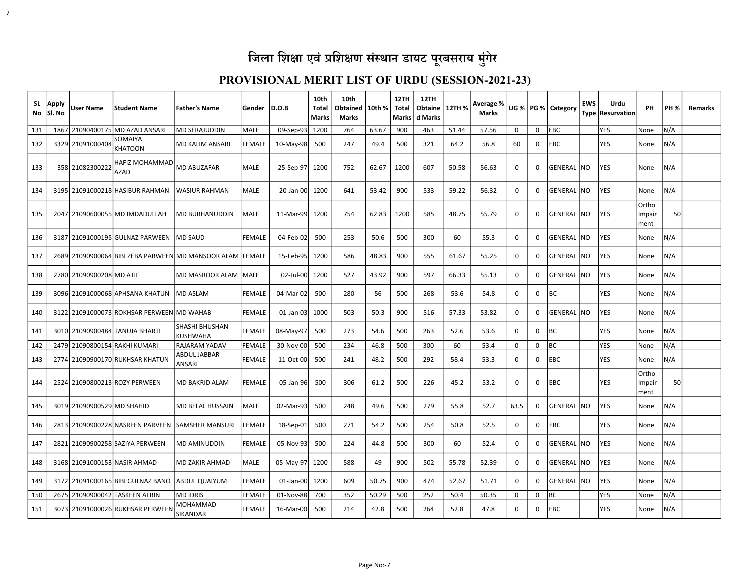# जिला शिक्षा एवं प्रशिक्षण संस्थान डायट पूरबसराय मुंगेर

## PROVISIONAL MERIT LIST OF URDU (SESSION-2021-23)

| SL No | Apply Sl. No | User Name | Student Name | Father's Name | Gender | D.O.B | 10th Total Marks | 10th Obtained Marks | 10th % | 12TH Total Marks | 12TH Obtained Marks | 12TH % | Average % Marks | UG % | PG % | Category | EWS Type | Urdu Resurvation | PH | PH % | Remarks |
|---|---|---|---|---|---|---|---|---|---|---|---|---|---|---|---|---|---|---|---|---|---|
| 131 | 1867 | 21090400175 | MD AZAD ANSARI | MD SERAJUDDIN | MALE | 09-Sep-93 | 1200 | 764 | 63.67 | 900 | 463 | 51.44 | 57.56 | 0 | 0 | EBC | | YES | None | N/A | |
| 132 | 3329 | 21091000404 | SOMAIYA KHATOON | MD KALIM ANSARI | FEMALE | 10-May-98 | 500 | 247 | 49.4 | 500 | 321 | 64.2 | 56.8 | 60 | 0 | EBC | | YES | None | N/A | |
| 133 | 358 | 21082300222 | HAFIZ MOHAMMAD AZAD | MD ABUZAFAR | MALE | 25-Sep-97 | 1200 | 752 | 62.67 | 1200 | 607 | 50.58 | 56.63 | 0 | 0 | GENERAL | NO | YES | None | N/A | |
| 134 | 3195 | 21091000218 | HASIBUR RAHMAN | WASIUR RAHMAN | MALE | 20-Jan-00 | 1200 | 641 | 53.42 | 900 | 533 | 59.22 | 56.32 | 0 | 0 | GENERAL | NO | YES | None | N/A | |
| 135 | 2047 | 21090600055 | MD IMDADULLAH | MD BURHANUDDIN | MALE | 11-Mar-99 | 1200 | 754 | 62.83 | 1200 | 585 | 48.75 | 55.79 | 0 | 0 | GENERAL | NO | YES | Ortho Impairment | 50 | |
| 136 | 3187 | 21091000195 | GULNAZ PARWEEN | MD SAUD | FEMALE | 04-Feb-02 | 500 | 253 | 50.6 | 500 | 300 | 60 | 55.3 | 0 | 0 | GENERAL | NO | YES | None | N/A | |
| 137 | 2689 | 21090900064 | BIBI ZEBA PARWEEN | MD MANSOOR ALAM | FEMALE | 15-Feb-95 | 1200 | 586 | 48.83 | 900 | 555 | 61.67 | 55.25 | 0 | 0 | GENERAL | NO | YES | None | N/A | |
| 138 | 2780 | 21090900208 | MD ATIF | MD MASROOR ALAM | MALE | 02-Jul-00 | 1200 | 527 | 43.92 | 900 | 597 | 66.33 | 55.13 | 0 | 0 | GENERAL | NO | YES | None | N/A | |
| 139 | 3096 | 21091000068 | APHSANA KHATUN | MD ASLAM | FEMALE | 04-Mar-02 | 500 | 280 | 56 | 500 | 268 | 53.6 | 54.8 | 0 | 0 | BC | | YES | None | N/A | |
| 140 | 3122 | 21091000073 | ROKHSAR PERWEEN | MD WAHAB | FEMALE | 01-Jan-03 | 1000 | 503 | 50.3 | 900 | 516 | 57.33 | 53.82 | 0 | 0 | GENERAL | NO | YES | None | N/A | |
| 141 | 3010 | 21090900484 | TANUJA BHARTI | SHASHI BHUSHAN KUSHWAHA | FEMALE | 08-May-97 | 500 | 273 | 54.6 | 500 | 263 | 52.6 | 53.6 | 0 | 0 | BC | | YES | None | N/A | |
| 142 | 2479 | 21090800154 | RAKHI KUMARI | RAJARAM YADAV | FEMALE | 30-Nov-00 | 500 | 234 | 46.8 | 500 | 300 | 60 | 53.4 | 0 | 0 | BC | | YES | None | N/A | |
| 143 | 2774 | 21090900170 | RUKHSAR KHATUN | ABDUL JABBAR ANSARI | FEMALE | 11-Oct-00 | 500 | 241 | 48.2 | 500 | 292 | 58.4 | 53.3 | 0 | 0 | EBC | | YES | None | N/A | |
| 144 | 2524 | 21090800213 | ROZY PERWEEN | MD BAKRID ALAM | FEMALE | 05-Jan-96 | 500 | 306 | 61.2 | 500 | 226 | 45.2 | 53.2 | 0 | 0 | EBC | | YES | Ortho Impairment | 50 | |
| 145 | 3019 | 21090900529 | MD SHAHID | MD BELAL HUSSAIN | MALE | 02-Mar-93 | 500 | 248 | 49.6 | 500 | 279 | 55.8 | 52.7 | 63.5 | 0 | GENERAL | NO | YES | None | N/A | |
| 146 | 2813 | 21090900228 | NASREEN PARVEEN | SAMSHER MANSURI | FEMALE | 18-Sep-01 | 500 | 271 | 54.2 | 500 | 254 | 50.8 | 52.5 | 0 | 0 | EBC | | YES | None | N/A | |
| 147 | 2821 | 21090900258 | SAZIYA PERWEEN | MD AMINUDDIN | FEMALE | 05-Nov-93 | 500 | 224 | 44.8 | 500 | 300 | 60 | 52.4 | 0 | 0 | GENERAL | NO | YES | None | N/A | |
| 148 | 3168 | 21091000153 | NASIR AHMAD | MD ZAKIR AHMAD | MALE | 05-May-97 | 1200 | 588 | 49 | 900 | 502 | 55.78 | 52.39 | 0 | 0 | GENERAL | NO | YES | None | N/A | |
| 149 | 3172 | 21091000165 | BIBI GULNAZ BANO | ABDUL QUAIYUM | FEMALE | 01-Jan-00 | 1200 | 609 | 50.75 | 900 | 474 | 52.67 | 51.71 | 0 | 0 | GENERAL | NO | YES | None | N/A | |
| 150 | 2675 | 21090900042 | TASKEEN AFRIN | MD IDRIS | FEMALE | 01-Nov-88 | 700 | 352 | 50.29 | 500 | 252 | 50.4 | 50.35 | 0 | 0 | BC | | YES | None | N/A | |
| 151 | 3073 | 21091000026 | RUKHSAR PERWEEN | MOHAMMAD SIKANDAR | FEMALE | 16-Mar-00 | 500 | 214 | 42.8 | 500 | 264 | 52.8 | 47.8 | 0 | 0 | EBC | | YES | None | N/A | |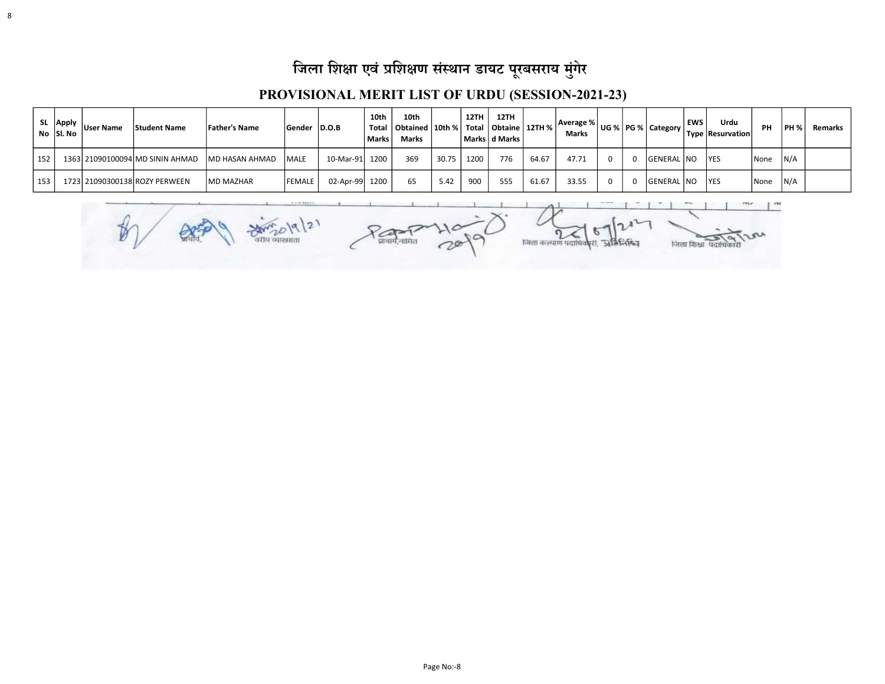# जिला शिक्षा एवं प्रशिक्षण संस्थान डायट पूरबसराय मुंगेर

## PROVISIONAL MERIT LIST OF URDU (SESSION-2021-23)

| SL No | Apply Sl. No | User Name | Student Name | Father's Name | Gender | D.O.B | 10th Total Marks | 10th Obtained Marks | 10th % | 12TH Total Marks | 12TH Obtained Marks | 12TH % | Average % Marks | UG % | PG % | Category | EWS Type | Urdu Resurvation | PH | PH % | Remarks |
|---|---|---|---|---|---|---|---|---|---|---|---|---|---|---|---|---|---|---|---|---|---|
| 152 | 1363 | 21090100094 | MD SININ AHMAD | MD HASAN AHMAD | MALE | 10-Mar-91 | 1200 | 369 | 30.75 | 1200 | 776 | 64.67 | 47.71 | 0 | 0 | GENERAL | NO | YES | None | N/A | |
| 153 | 1723 | 21090300138 | ROZY PERWEEN | MD MAZHAR | FEMALE | 02-Apr-99 | 1200 | 65 | 5.42 | 900 | 555 | 61.67 | 33.55 | 0 | 0 | GENERAL | NO | YES | None | N/A | |

प्राचार्य, वरीय व्याख्याता, प्राचार्य,नामित, जिला कल्याण पदाधिकारी, प्रतिनिधि, जिला शिक्षा पदाधिकारी